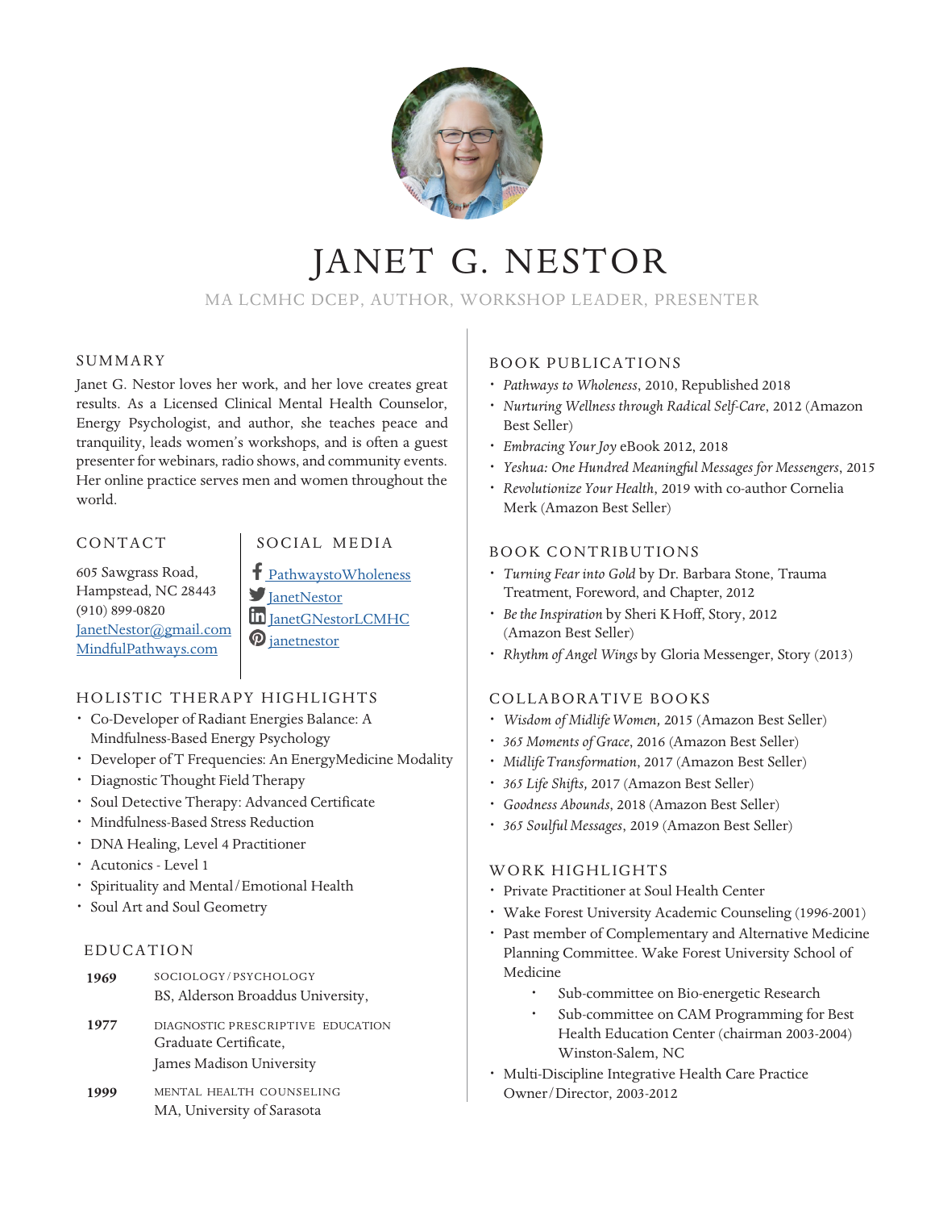# JANET G. NESTOR

MA LCMHC DCEP, AUTHOR, WORKSHOP LEADER, PRESENTER

## SUMMARY

Janet G. Nestor loves her work, and her love creates great results. As a Licensed Clinical Mental Health Counselor, Energy Psychologist, and author, she teaches peace and tranquility, leads women's workshops, and is often a guest presenter for webinars, radio shows, and community events. Her online practice serves men and women throughout the world.

## CONTACT

605 Sawgrass Road,
Hampstead, NC 28443
(910) 899-0820
JanetNestor@gmail.com
MindfulPathways.com

## SOCIAL MEDIA

- PathwaystoWholeness
- JanetNestor
- JanetGNestorLCMHC
- janetnestor

## HOLISTIC THERAPY HIGHLIGHTS

- Co-Developer of Radiant Energies Balance: A Mindfulness-Based Energy Psychology
- Developer of T Frequencies: An EnergyMedicine Modality
- Diagnostic Thought Field Therapy
- Soul Detective Therapy: Advanced Certificate
- Mindfulness-Based Stress Reduction
- DNA Healing, Level 4 Practitioner
- Acutonics - Level 1
- Spirituality and Mental/Emotional Health
- Soul Art and Soul Geometry

## EDUCATION

**1969** SOCIOLOGY/PSYCHOLOGY
BS, Alderson Broaddus University,

**1977** DIAGNOSTIC PRESCRIPTIVE EDUCATION
Graduate Certificate,
James Madison University

**1999** MENTAL HEALTH COUNSELING
MA, University of Sarasota

## BOOK PUBLICATIONS

- *Pathways to Wholeness*, 2010, Republished 2018
- *Nurturing Wellness through Radical Self-Care*, 2012 (Amazon Best Seller)
- *Embracing Your Joy* eBook 2012, 2018
- *Yeshua: One Hundred Meaningful Messages for Messengers*, 2015
- *Revolutionize Your Health*, 2019 with co-author Cornelia Merk (Amazon Best Seller)

## BOOK CONTRIBUTIONS

- *Turning Fear into Gold* by Dr. Barbara Stone, Trauma Treatment, Foreword, and Chapter, 2012
- *Be the Inspiration* by Sheri K Hoff, Story, 2012 (Amazon Best Seller)
- *Rhythm of Angel Wings* by Gloria Messenger, Story (2013)

## COLLABORATIVE BOOKS

- *Wisdom of Midlife Women*, 2015 (Amazon Best Seller)
- *365 Moments of Grace*, 2016 (Amazon Best Seller)
- *Midlife Transformation*, 2017 (Amazon Best Seller)
- *365 Life Shifts*, 2017 (Amazon Best Seller)
- *Goodness Abounds*, 2018 (Amazon Best Seller)
- *365 Soulful Messages*, 2019 (Amazon Best Seller)

## WORK HIGHLIGHTS

- Private Practitioner at Soul Health Center
- Wake Forest University Academic Counseling (1996-2001)
- Past member of Complementary and Alternative Medicine Planning Committee. Wake Forest University School of Medicine
  - Sub-committee on Bio-energetic Research
  - Sub-committee on CAM Programming for Best Health Education Center (chairman 2003-2004) Winston-Salem, NC
- Multi-Discipline Integrative Health Care Practice Owner/Director, 2003-2012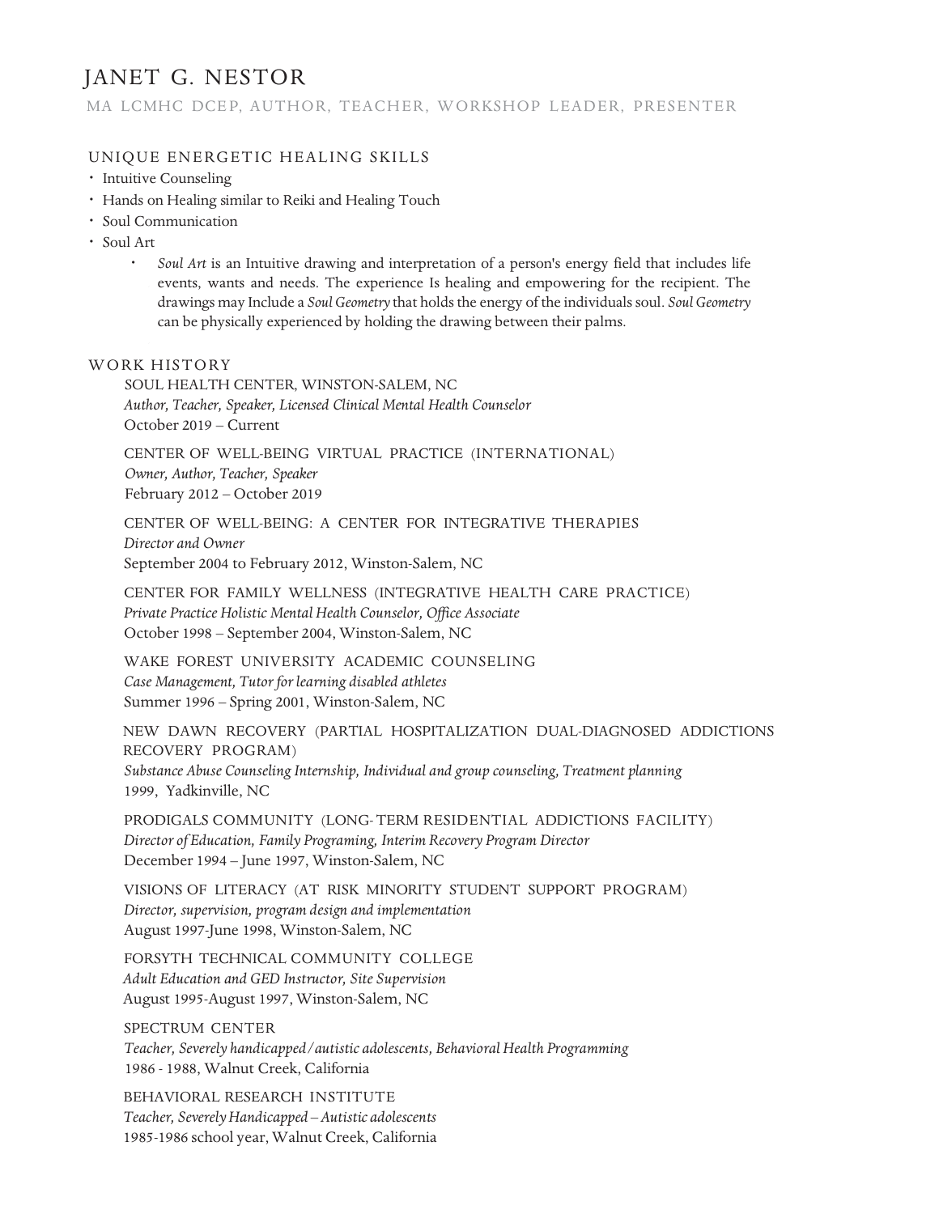# JANET G. NESTOR

MA LCMHC DCEP, AUTHOR, TEACHER, WORKSHOP LEADER, PRESENTER

## UNIQUE ENERGETIC HEALING SKILLS

- Intuitive Counseling
- Hands on Healing similar to Reiki and Healing Touch
- Soul Communication
- Soul Art
    - *Soul Art* is an Intuitive drawing and interpretation of a person's energy field that includes life events, wants and needs. The experience Is healing and empowering for the recipient. The drawings may Include a *Soul Geometry* that holds the energy of the individuals soul. *Soul Geometry* can be physically experienced by holding the drawing between their palms.

## WORK HISTORY

SOUL HEALTH CENTER, WINSTON-SALEM, NC
*Author, Teacher, Speaker, Licensed Clinical Mental Health Counselor*
October 2019 – Current

CENTER OF WELL-BEING VIRTUAL PRACTICE (INTERNATIONAL)
*Owner, Author, Teacher, Speaker*
February 2012 – October 2019

CENTER OF WELL-BEING: A CENTER FOR INTEGRATIVE THERAPIES
*Director and Owner*
September 2004 to February 2012, Winston-Salem, NC

CENTER FOR FAMILY WELLNESS (INTEGRATIVE HEALTH CARE PRACTICE)
*Private Practice Holistic Mental Health Counselor, Office Associate*
October 1998 – September 2004, Winston-Salem, NC

WAKE FOREST UNIVERSITY ACADEMIC COUNSELING
*Case Management, Tutor for learning disabled athletes*
Summer 1996 – Spring 2001, Winston-Salem, NC

NEW DAWN RECOVERY (PARTIAL HOSPITALIZATION DUAL-DIAGNOSED ADDICTIONS RECOVERY PROGRAM)
*Substance Abuse Counseling Internship, Individual and group counseling, Treatment planning*
1999, Yadkinville, NC

PRODIGALS COMMUNITY (LONG- TERM RESIDENTIAL ADDICTIONS FACILITY)
*Director of Education, Family Programing, Interim Recovery Program Director*
December 1994 – June 1997, Winston-Salem, NC

VISIONS OF LITERACY (AT RISK MINORITY STUDENT SUPPORT PROGRAM)
*Director, supervision, program design and implementation*
August 1997-June 1998, Winston-Salem, NC

FORSYTH TECHNICAL COMMUNITY COLLEGE
*Adult Education and GED Instructor, Site Supervision*
August 1995-August 1997, Winston-Salem, NC

SPECTRUM CENTER
*Teacher, Severely handicapped/autistic adolescents, Behavioral Health Programming*
1986 - 1988, Walnut Creek, California

BEHAVIORAL RESEARCH INSTITUTE
*Teacher, Severely Handicapped – Autistic adolescents*
1985-1986 school year, Walnut Creek, California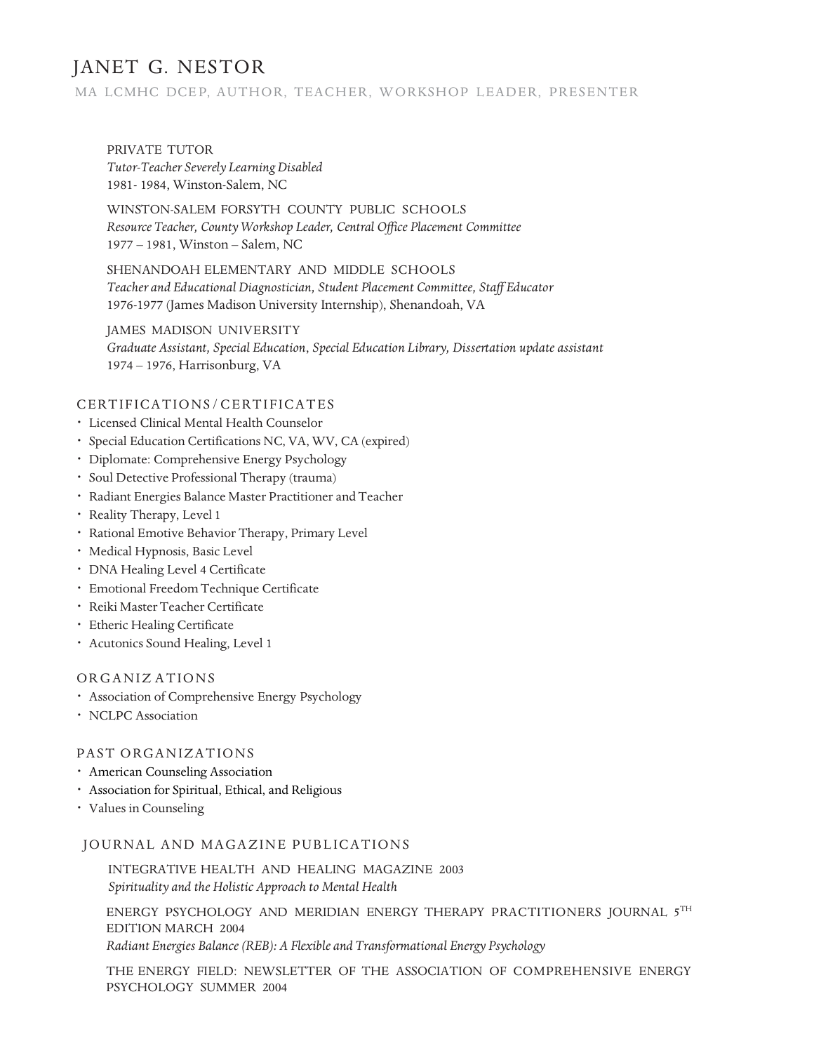# JANET G. NESTOR

MA LCMHC DCEP, AUTHOR, TEACHER, WORKSHOP LEADER, PRESENTER

PRIVATE TUTOR
*Tutor-Teacher Severely Learning Disabled*
1981- 1984, Winston-Salem, NC

WINSTON-SALEM FORSYTH COUNTY PUBLIC SCHOOLS
*Resource Teacher, County Workshop Leader, Central Office Placement Committee*
1977 – 1981, Winston – Salem, NC

SHENANDOAH ELEMENTARY AND MIDDLE SCHOOLS
*Teacher and Educational Diagnostician, Student Placement Committee, Staff Educator*
1976-1977 (James Madison University Internship), Shenandoah, VA

JAMES MADISON UNIVERSITY
*Graduate Assistant, Special Education, Special Education Library, Dissertation update assistant*
1974 – 1976, Harrisonburg, VA

## CERTIFICATIONS / CERTIFICATES

- Licensed Clinical Mental Health Counselor
- Special Education Certifications NC, VA, WV, CA (expired)
- Diplomate: Comprehensive Energy Psychology
- Soul Detective Professional Therapy (trauma)
- Radiant Energies Balance Master Practitioner and Teacher
- Reality Therapy, Level 1
- Rational Emotive Behavior Therapy, Primary Level
- Medical Hypnosis, Basic Level
- DNA Healing Level 4 Certificate
- Emotional Freedom Technique Certificate
- Reiki Master Teacher Certificate
- Etheric Healing Certificate
- Acutonics Sound Healing, Level 1

## ORGANIZATIONS

- Association of Comprehensive Energy Psychology
- NCLPC Association

## PAST ORGANIZATIONS

- American Counseling Association
- Association for Spiritual, Ethical, and Religious
- Values in Counseling

## JOURNAL AND MAGAZINE PUBLICATIONS

INTEGRATIVE HEALTH AND HEALING MAGAZINE 2003
*Spirituality and the Holistic Approach to Mental Health*

ENERGY PSYCHOLOGY AND MERIDIAN ENERGY THERAPY PRACTITIONERS JOURNAL 5TH EDITION MARCH 2004
*Radiant Energies Balance (REB): A Flexible and Transformational Energy Psychology*

THE ENERGY FIELD: NEWSLETTER OF THE ASSOCIATION OF COMPREHENSIVE ENERGY PSYCHOLOGY SUMMER 2004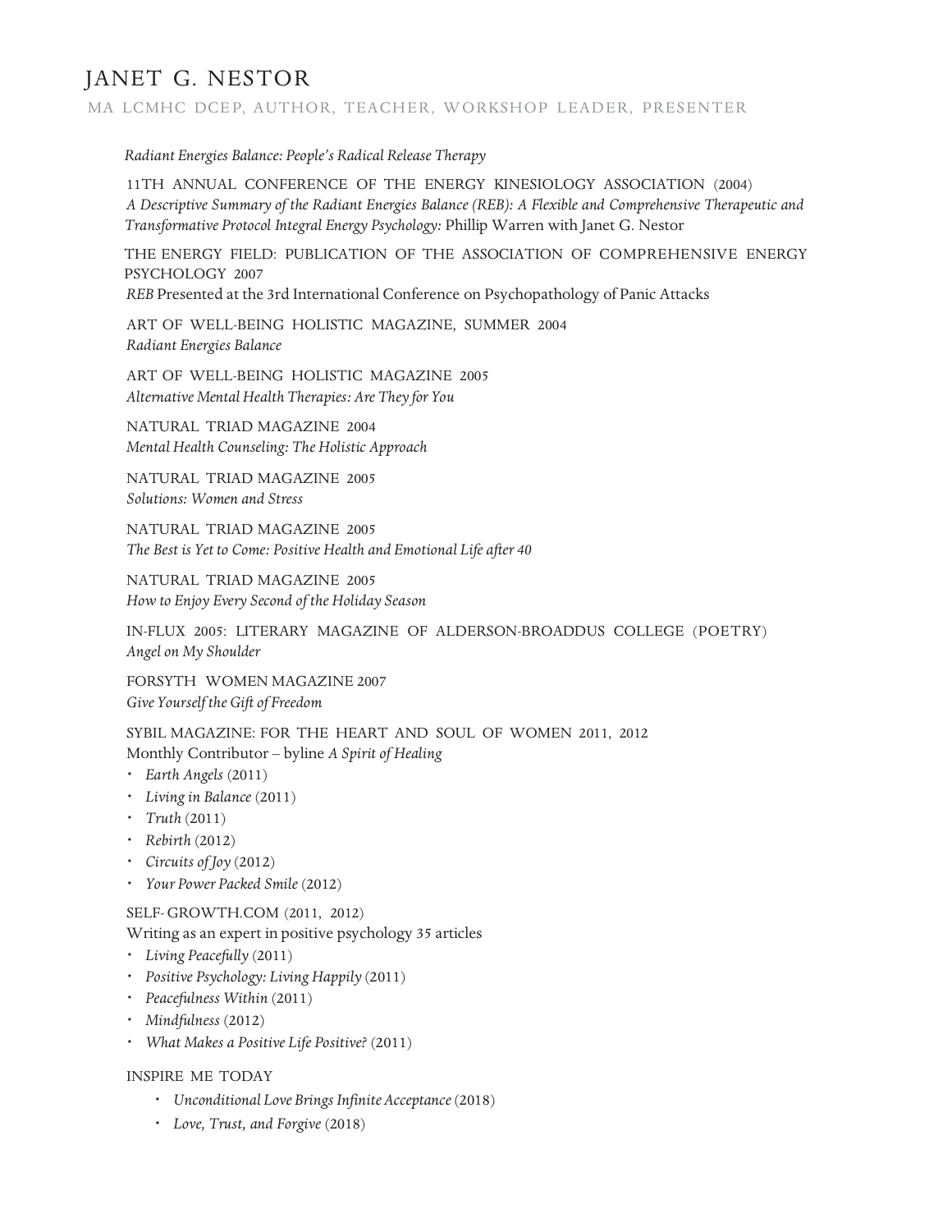# JANET G. NESTOR

MA LCMHC DCEP, AUTHOR, TEACHER, WORKSHOP LEADER, PRESENTER

*Radiant Energies Balance: People's Radical Release Therapy*

11TH ANNUAL CONFERENCE OF THE ENERGY KINESIOLOGY ASSOCIATION (2004)
*A Descriptive Summary of the Radiant Energies Balance (REB): A Flexible and Comprehensive Therapeutic and Transformative Protocol Integral Energy Psychology:* Phillip Warren with Janet G. Nestor

THE ENERGY FIELD: PUBLICATION OF THE ASSOCIATION OF COMPREHENSIVE ENERGY PSYCHOLOGY 2007
*REB* Presented at the 3rd International Conference on Psychopathology of Panic Attacks

ART OF WELL-BEING HOLISTIC MAGAZINE, SUMMER 2004
*Radiant Energies Balance*

ART OF WELL-BEING HOLISTIC MAGAZINE 2005
*Alternative Mental Health Therapies: Are They for You*

NATURAL TRIAD MAGAZINE 2004
*Mental Health Counseling: The Holistic Approach*

NATURAL TRIAD MAGAZINE 2005
*Solutions: Women and Stress*

NATURAL TRIAD MAGAZINE 2005
*The Best is Yet to Come: Positive Health and Emotional Life after 40*

NATURAL TRIAD MAGAZINE 2005
*How to Enjoy Every Second of the Holiday Season*

IN-FLUX 2005: LITERARY MAGAZINE OF ALDERSON-BROADDUS COLLEGE (POETRY)
*Angel on My Shoulder*

FORSYTH WOMEN MAGAZINE 2007
*Give Yourself the Gift of Freedom*

SYBIL MAGAZINE: FOR THE HEART AND SOUL OF WOMEN 2011, 2012
Monthly Contributor – byline *A Spirit of Healing*

- *Earth Angels* (2011)
- *Living in Balance* (2011)
- *Truth* (2011)
- *Rebirth* (2012)
- *Circuits of Joy* (2012)
- *Your Power Packed Smile* (2012)

SELF- GROWTH.COM (2011, 2012)
Writing as an expert in positive psychology 35 articles

- *Living Peacefully* (2011)
- *Positive Psychology: Living Happily* (2011)
- *Peacefulness Within* (2011)
- *Mindfulness* (2012)
- *What Makes a Positive Life Positive?* (2011)

INSPIRE ME TODAY

- *Unconditional Love Brings Infinite Acceptance* (2018)
- *Love, Trust, and Forgive* (2018)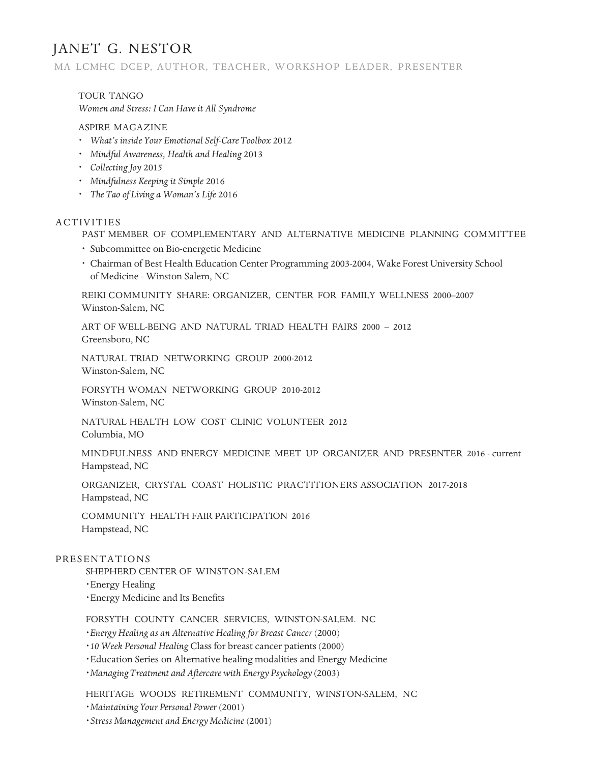# JANET G. NESTOR

MA LCMHC DCEP, AUTHOR, TEACHER, WORKSHOP LEADER, PRESENTER

TOUR TANGO

*Women and Stress: I Can Have it All Syndrome*

ASPIRE MAGAZINE

- *What's inside Your Emotional Self-Care Toolbox* 2012
- *Mindful Awareness, Health and Healing* 2013
- *Collecting Joy* 2015
- *Mindfulness Keeping it Simple* 2016
- *The Tao of Living a Woman's Life* 2016

## ACTIVITIES

PAST MEMBER OF COMPLEMENTARY AND ALTERNATIVE MEDICINE PLANNING COMMITTEE

- Subcommittee on Bio-energetic Medicine
- Chairman of Best Health Education Center Programming 2003-2004, Wake Forest University School of Medicine - Winston Salem, NC

REIKI COMMUNITY SHARE: ORGANIZER, CENTER FOR FAMILY WELLNESS 2000–2007
Winston-Salem, NC

ART OF WELL-BEING AND NATURAL TRIAD HEALTH FAIRS 2000 – 2012
Greensboro, NC

NATURAL TRIAD NETWORKING GROUP 2000-2012
Winston-Salem, NC

FORSYTH WOMAN NETWORKING GROUP 2010-2012
Winston-Salem, NC

NATURAL HEALTH LOW COST CLINIC VOLUNTEER 2012
Columbia, MO

MINDFULNESS AND ENERGY MEDICINE MEET UP ORGANIZER AND PRESENTER 2016 - current
Hampstead, NC

ORGANIZER, CRYSTAL COAST HOLISTIC PRACTITIONERS ASSOCIATION 2017-2018
Hampstead, NC

COMMUNITY HEALTH FAIR PARTICIPATION 2016
Hampstead, NC

## PRESENTATIONS

SHEPHERD CENTER OF WINSTON-SALEM

- Energy Healing
- Energy Medicine and Its Benefits

FORSYTH COUNTY CANCER SERVICES, WINSTON-SALEM. NC

- *Energy Healing as an Alternative Healing for Breast Cancer* (2000)
- *10 Week Personal Healing* Class for breast cancer patients (2000)
- Education Series on Alternative healing modalities and Energy Medicine
- *Managing Treatment and Aftercare with Energy Psychology* (2003)

HERITAGE WOODS RETIREMENT COMMUNITY, WINSTON-SALEM, NC

- *Maintaining Your Personal Power* (2001)
- *Stress Management and Energy Medicine* (2001)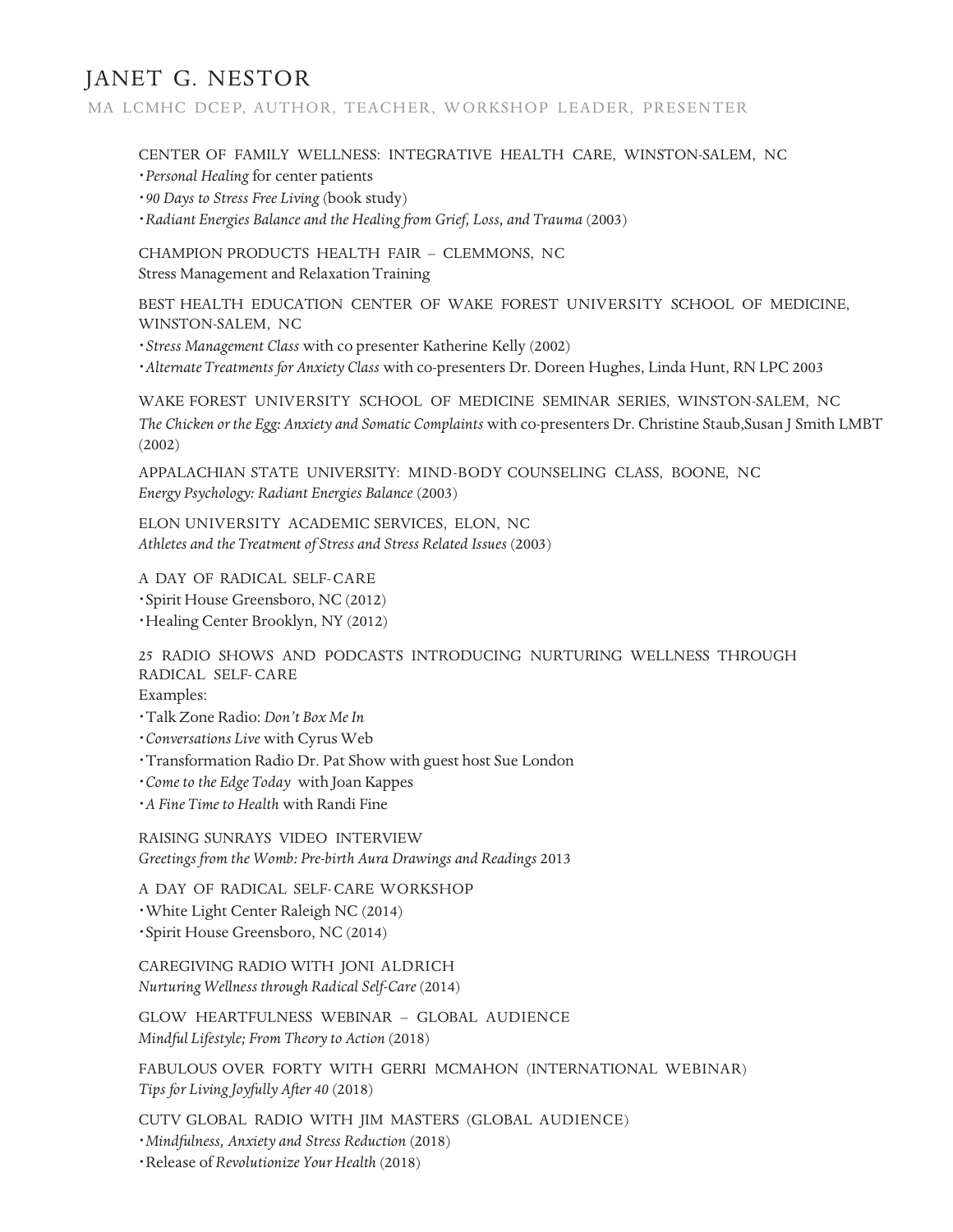# JANET G. NESTOR

MA LCMHC DCEP, AUTHOR, TEACHER, WORKSHOP LEADER, PRESENTER

CENTER OF FAMILY WELLNESS: INTEGRATIVE HEALTH CARE, WINSTON-SALEM, NC

- *Personal Healing* for center patients
- *90 Days to Stress Free Living* (book study)
- *Radiant Energies Balance and the Healing from Grief, Loss, and Trauma* (2003)

CHAMPION PRODUCTS HEALTH FAIR – CLEMMONS, NC
Stress Management and Relaxation Training

BEST HEALTH EDUCATION CENTER OF WAKE FOREST UNIVERSITY SCHOOL OF MEDICINE, WINSTON-SALEM, NC

- *Stress Management Class* with co presenter Katherine Kelly (2002)
- *Alternate Treatments for Anxiety Class* with co-presenters Dr. Doreen Hughes, Linda Hunt, RN LPC 2003

WAKE FOREST UNIVERSITY SCHOOL OF MEDICINE SEMINAR SERIES, WINSTON-SALEM, NC
*The Chicken or the Egg: Anxiety and Somatic Complaints* with co-presenters Dr. Christine Staub,Susan J Smith LMBT (2002)

APPALACHIAN STATE UNIVERSITY: MIND-BODY COUNSELING CLASS, BOONE, NC
*Energy Psychology: Radiant Energies Balance* (2003)

ELON UNIVERSITY ACADEMIC SERVICES, ELON, NC
*Athletes and the Treatment of Stress and Stress Related Issues* (2003)

A DAY OF RADICAL SELF-CARE

- Spirit House Greensboro, NC (2012)
- Healing Center Brooklyn, NY (2012)

25 RADIO SHOWS AND PODCASTS INTRODUCING NURTURING WELLNESS THROUGH RADICAL SELF-CARE
Examples:

- Talk Zone Radio: *Don't Box Me In*
- *Conversations Live* with Cyrus Web
- Transformation Radio Dr. Pat Show with guest host Sue London
- *Come to the Edge Today* with Joan Kappes
- *A Fine Time to Health* with Randi Fine

RAISING SUNRAYS VIDEO INTERVIEW
*Greetings from the Womb: Pre-birth Aura Drawings and Readings* 2013

A DAY OF RADICAL SELF-CARE WORKSHOP

- White Light Center Raleigh NC (2014)
- Spirit House Greensboro, NC (2014)

CAREGIVING RADIO WITH JONI ALDRICH
*Nurturing Wellness through Radical Self-Care* (2014)

GLOW HEARTFULNESS WEBINAR – GLOBAL AUDIENCE
*Mindful Lifestyle; From Theory to Action* (2018)

FABULOUS OVER FORTY WITH GERRI MCMAHON (INTERNATIONAL WEBINAR)
*Tips for Living Joyfully After 40* (2018)

CUTV GLOBAL RADIO WITH JIM MASTERS (GLOBAL AUDIENCE)

- *Mindfulness, Anxiety and Stress Reduction* (2018)
- Release of *Revolutionize Your Health* (2018)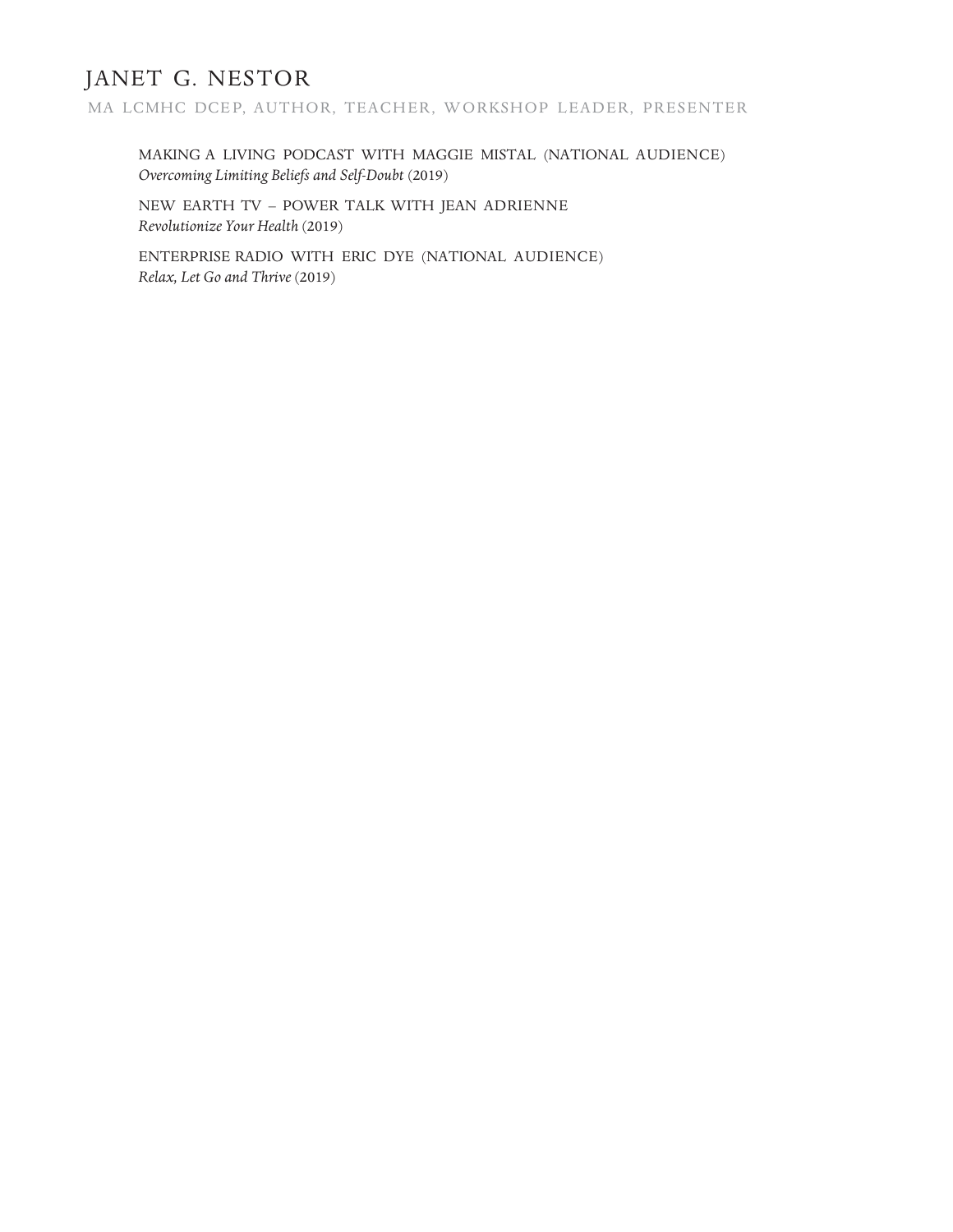MAKING A LIVING PODCAST WITH MAGGIE MISTAL (NATIONAL AUDIENCE)
*Overcoming Limiting Beliefs and Self-Doubt* (2019)

NEW EARTH TV – POWER TALK WITH JEAN ADRIENNE
*Revolutionize Your Health* (2019)

ENTERPRISE RADIO WITH ERIC DYE (NATIONAL AUDIENCE)
*Relax, Let Go and Thrive* (2019)